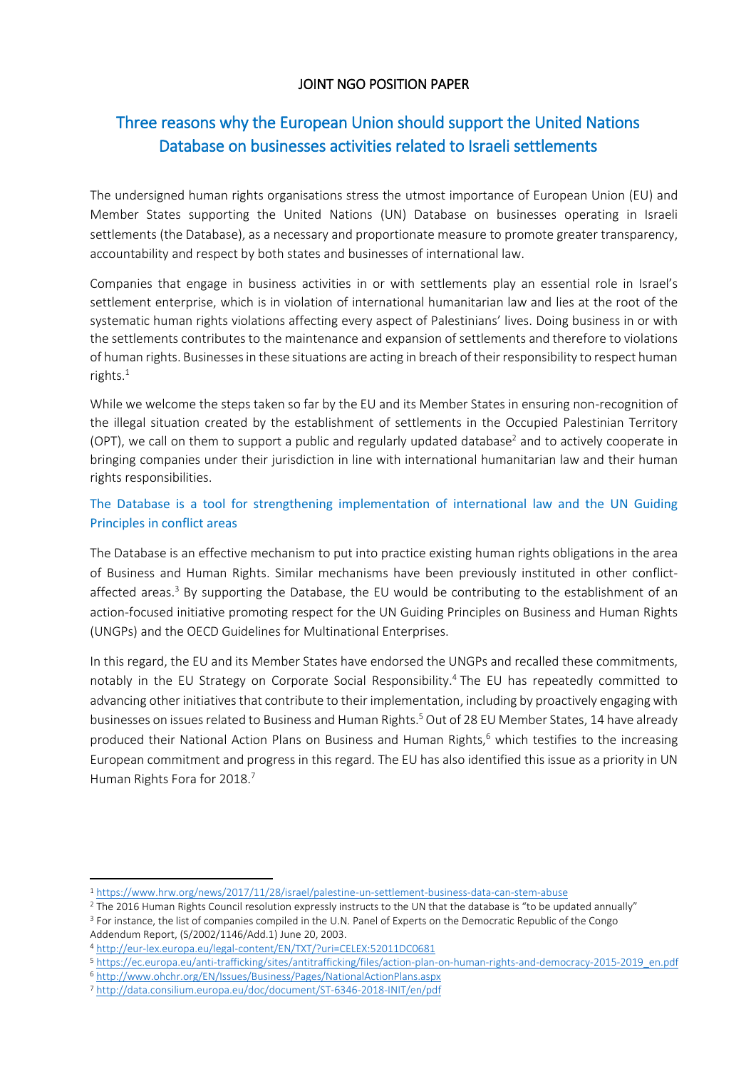JOINT NGO POSITION PAPER

# Three reasons why the European Union should support the United Nations Database on businesses activities related to Israeli settlements

The undersigned human rights organisations stress the utmost importance of European Union (EU) and Member States supporting the United Nations (UN) Database on businesses operating in Israeli settlements (the Database), as a necessary and proportionate measure to promote greater transparency, accountability and respect by both states and businesses of international law.

Companies that engage in business activities in or with settlements play an essential role in Israel's settlement enterprise, which is in violation of international humanitarian law and lies at the root of the systematic human rights violations affecting every aspect of Palestinians' lives. Doing business in or with the settlements contributes to the maintenance and expansion of settlements and therefore to violations of human rights. Businesses in these situations are acting in breach of their responsibility to respect human rights.[1]

While we welcome the steps taken so far by the EU and its Member States in ensuring non-recognition of the illegal situation created by the establishment of settlements in the Occupied Palestinian Territory (OPT), we call on them to support a public and regularly updated database[2] and to actively cooperate in bringing companies under their jurisdiction in line with international humanitarian law and their human rights responsibilities.

## The Database is a tool for strengthening implementation of international law and the UN Guiding Principles in conflict areas

The Database is an effective mechanism to put into practice existing human rights obligations in the area of Business and Human Rights. Similar mechanisms have been previously instituted in other conflict-affected areas.[3] By supporting the Database, the EU would be contributing to the establishment of an action-focused initiative promoting respect for the UN Guiding Principles on Business and Human Rights (UNGPs) and the OECD Guidelines for Multinational Enterprises.

In this regard, the EU and its Member States have endorsed the UNGPs and recalled these commitments, notably in the EU Strategy on Corporate Social Responsibility.[4] The EU has repeatedly committed to advancing other initiatives that contribute to their implementation, including by proactively engaging with businesses on issues related to Business and Human Rights.[5] Out of 28 EU Member States, 14 have already produced their National Action Plans on Business and Human Rights,[6] which testifies to the increasing European commitment and progress in this regard. The EU has also identified this issue as a priority in UN Human Rights Fora for 2018.[7]

---

[1] https://www.hrw.org/news/2017/11/28/israel/palestine-un-settlement-business-data-can-stem-abuse

[2] The 2016 Human Rights Council resolution expressly instructs to the UN that the database is "to be updated annually"

[3] For instance, the list of companies compiled in the U.N. Panel of Experts on the Democratic Republic of the Congo Addendum Report, (S/2002/1146/Add.1) June 20, 2003.

[4] http://eur-lex.europa.eu/legal-content/EN/TXT/?uri=CELEX:52011DC0681

[5] https://ec.europa.eu/anti-trafficking/sites/antitrafficking/files/action-plan-on-human-rights-and-democracy-2015-2019_en.pdf

[6] http://www.ohchr.org/EN/Issues/Business/Pages/NationalActionPlans.aspx

[7] http://data.consilium.europa.eu/doc/document/ST-6346-2018-INIT/en/pdf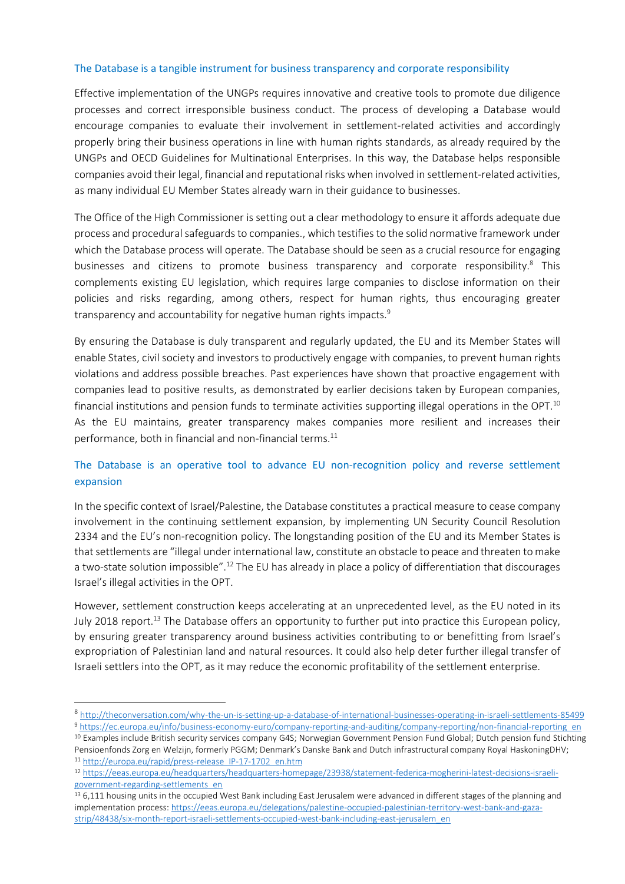## The Database is a tangible instrument for business transparency and corporate responsibility

Effective implementation of the UNGPs requires innovative and creative tools to promote due diligence processes and correct irresponsible business conduct. The process of developing a Database would encourage companies to evaluate their involvement in settlement-related activities and accordingly properly bring their business operations in line with human rights standards, as already required by the UNGPs and OECD Guidelines for Multinational Enterprises. In this way, the Database helps responsible companies avoid their legal, financial and reputational risks when involved in settlement-related activities, as many individual EU Member States already warn in their guidance to businesses.

The Office of the High Commissioner is setting out a clear methodology to ensure it affords adequate due process and procedural safeguards to companies., which testifies to the solid normative framework under which the Database process will operate. The Database should be seen as a crucial resource for engaging businesses and citizens to promote business transparency and corporate responsibility.[8] This complements existing EU legislation, which requires large companies to disclose information on their policies and risks regarding, among others, respect for human rights, thus encouraging greater transparency and accountability for negative human rights impacts.[9]

By ensuring the Database is duly transparent and regularly updated, the EU and its Member States will enable States, civil society and investors to productively engage with companies, to prevent human rights violations and address possible breaches. Past experiences have shown that proactive engagement with companies lead to positive results, as demonstrated by earlier decisions taken by European companies, financial institutions and pension funds to terminate activities supporting illegal operations in the OPT.[10] As the EU maintains, greater transparency makes companies more resilient and increases their performance, both in financial and non-financial terms.[11]

## The Database is an operative tool to advance EU non-recognition policy and reverse settlement expansion

In the specific context of Israel/Palestine, the Database constitutes a practical measure to cease company involvement in the continuing settlement expansion, by implementing UN Security Council Resolution 2334 and the EU's non-recognition policy. The longstanding position of the EU and its Member States is that settlements are "illegal under international law, constitute an obstacle to peace and threaten to make a two-state solution impossible".[12] The EU has already in place a policy of differentiation that discourages Israel's illegal activities in the OPT.

However, settlement construction keeps accelerating at an unprecedented level, as the EU noted in its July 2018 report.[13] The Database offers an opportunity to further put into practice this European policy, by ensuring greater transparency around business activities contributing to or benefitting from Israel's expropriation of Palestinian land and natural resources. It could also help deter further illegal transfer of Israeli settlers into the OPT, as it may reduce the economic profitability of the settlement enterprise.

---

[8] http://theconversation.com/why-the-un-is-setting-up-a-database-of-international-businesses-operating-in-israeli-settlements-85499

[9] https://ec.europa.eu/info/business-economy-euro/company-reporting-and-auditing/company-reporting/non-financial-reporting_en

[10] Examples include British security services company G4S; Norwegian Government Pension Fund Global; Dutch pension fund Stichting Pensioenfonds Zorg en Welzijn, formerly PGGM; Denmark's Danske Bank and Dutch infrastructural company Royal HaskoningDHV;

[11] http://europa.eu/rapid/press-release_IP-17-1702_en.htm

[12] https://eeas.europa.eu/headquarters/headquarters-homepage/23938/statement-federica-mogherini-latest-decisions-israeli-government-regarding-settlements_en

[13] 6,111 housing units in the occupied West Bank including East Jerusalem were advanced in different stages of the planning and implementation process: https://eeas.europa.eu/delegations/palestine-occupied-palestinian-territory-west-bank-and-gaza-strip/48438/six-month-report-israeli-settlements-occupied-west-bank-including-east-jerusalem_en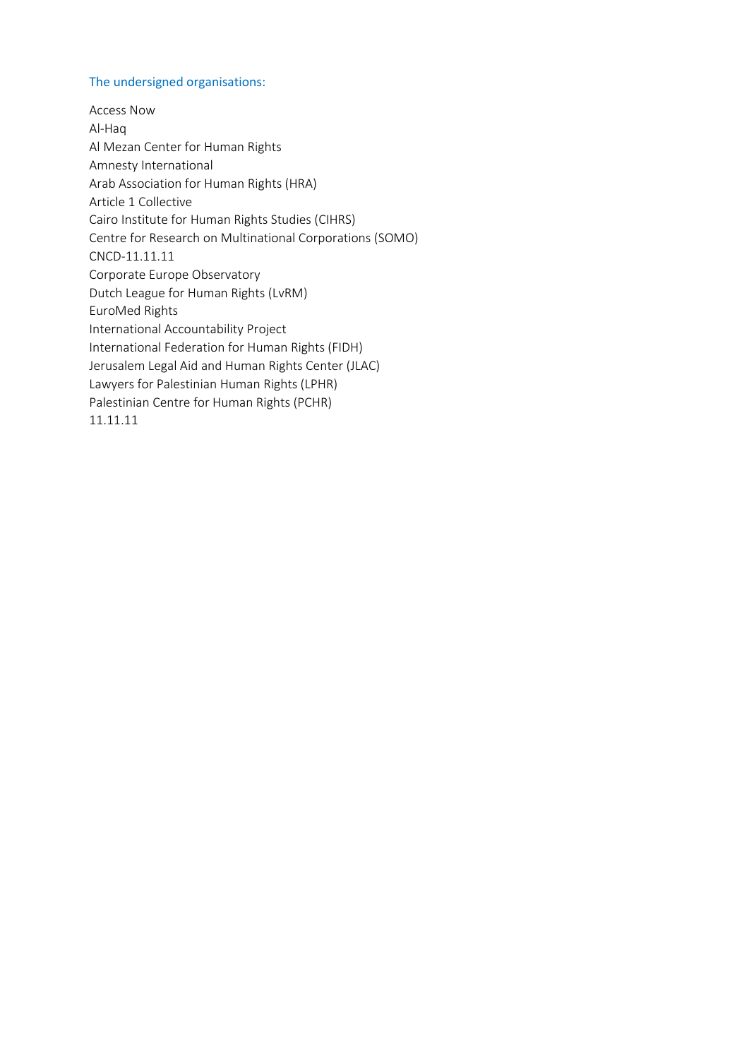The undersigned organisations:

Access Now
Al-Haq
Al Mezan Center for Human Rights
Amnesty International
Arab Association for Human Rights (HRA)
Article 1 Collective
Cairo Institute for Human Rights Studies (CIHRS)
Centre for Research on Multinational Corporations (SOMO)
CNCD-11.11.11
Corporate Europe Observatory
Dutch League for Human Rights (LvRM)
EuroMed Rights
International Accountability Project
International Federation for Human Rights (FIDH)
Jerusalem Legal Aid and Human Rights Center (JLAC)
Lawyers for Palestinian Human Rights (LPHR)
Palestinian Centre for Human Rights (PCHR)
11.11.11